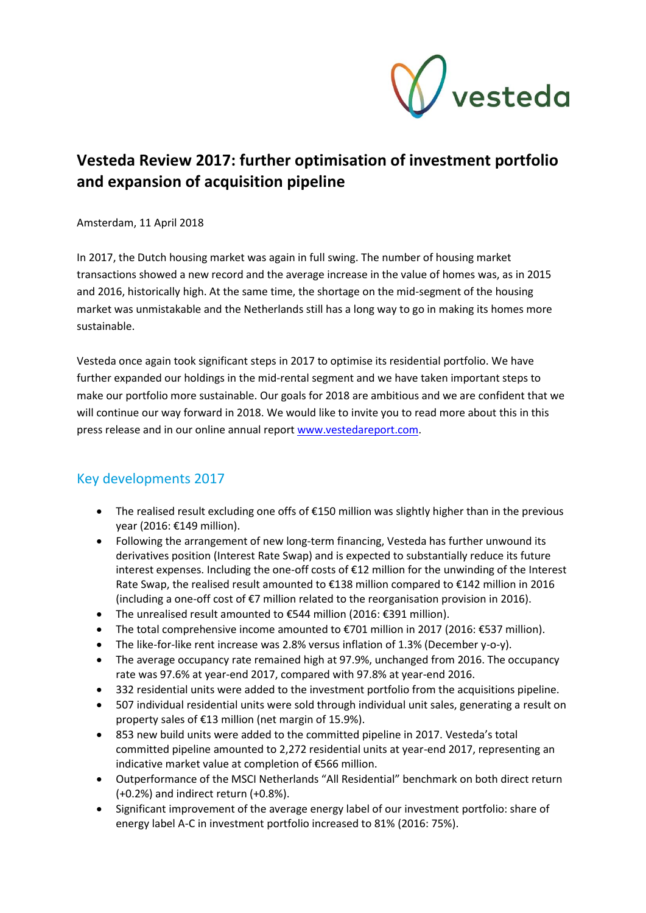# Vesteda Review 2017: further optimisation of investment portfolio and expansion of acquisition pipeline

Amsterdam, 11 April 2018

In 2017, the Dutch housing market was again in full swing. The number of housing market transactions showed a new record and the average increase in the value of homes was, as in 2015 and 2016, historically high. At the same time, the shortage on the mid-segment of the housing market was unmistakable and the Netherlands still has a long way to go in making its homes more sustainable.

Vesteda once again took significant steps in 2017 to optimise its residential portfolio. We have further expanded our holdings in the mid-rental segment and we have taken important steps to make our portfolio more sustainable. Our goals for 2018 are ambitious and we are confident that we will continue our way forward in 2018. We would like to invite you to read more about this in this press release and in our online annual report www.vestedareport.com.

## Key developments 2017

- The realised result excluding one offs of €150 million was slightly higher than in the previous year (2016: €149 million).
- Following the arrangement of new long-term financing, Vesteda has further unwound its derivatives position (Interest Rate Swap) and is expected to substantially reduce its future interest expenses. Including the one-off costs of €12 million for the unwinding of the Interest Rate Swap, the realised result amounted to €138 million compared to €142 million in 2016 (including a one-off cost of €7 million related to the reorganisation provision in 2016).
- The unrealised result amounted to €544 million (2016: €391 million).
- The total comprehensive income amounted to €701 million in 2017 (2016: €537 million).
- The like-for-like rent increase was 2.8% versus inflation of 1.3% (December y-o-y).
- The average occupancy rate remained high at 97.9%, unchanged from 2016. The occupancy rate was 97.6% at year-end 2017, compared with 97.8% at year-end 2016.
- 332 residential units were added to the investment portfolio from the acquisitions pipeline.
- 507 individual residential units were sold through individual unit sales, generating a result on property sales of €13 million (net margin of 15.9%).
- 853 new build units were added to the committed pipeline in 2017. Vesteda's total committed pipeline amounted to 2,272 residential units at year-end 2017, representing an indicative market value at completion of €566 million.
- Outperformance of the MSCI Netherlands "All Residential" benchmark on both direct return (+0.2%) and indirect return (+0.8%).
- Significant improvement of the average energy label of our investment portfolio: share of energy label A-C in investment portfolio increased to 81% (2016: 75%).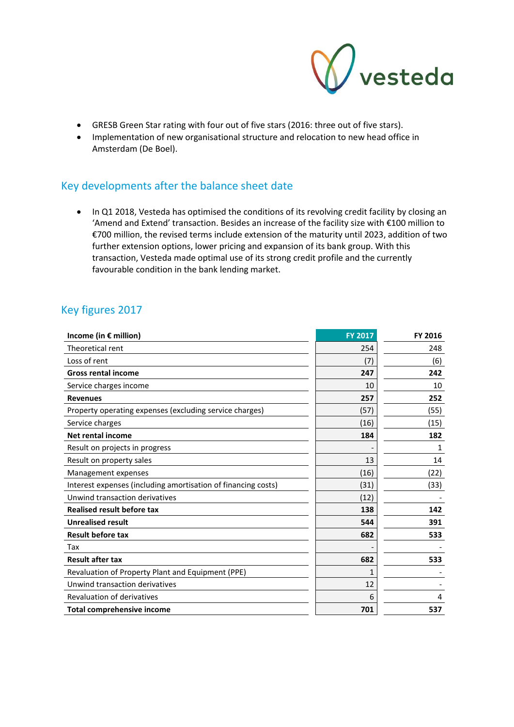- GRESB Green Star rating with four out of five stars (2016: three out of five stars).
- Implementation of new organisational structure and relocation to new head office in Amsterdam (De Boel).

## Key developments after the balance sheet date

- In Q1 2018, Vesteda has optimised the conditions of its revolving credit facility by closing an 'Amend and Extend' transaction. Besides an increase of the facility size with €100 million to €700 million, the revised terms include extension of the maturity until 2023, addition of two further extension options, lower pricing and expansion of its bank group. With this transaction, Vesteda made optimal use of its strong credit profile and the currently favourable condition in the bank lending market.

## Key figures 2017

| **Income (in € million)** | **FY 2017** | **FY 2016** |
|---|---|---|
| Theoretical rent | 254 | 248 |
| Loss of rent | (7) | (6) |
| **Gross rental income** | **247** | **242** |
| Service charges income | 10 | 10 |
| **Revenues** | **257** | **252** |
| Property operating expenses (excluding service charges) | (57) | (55) |
| Service charges | (16) | (15) |
| **Net rental income** | **184** | **182** |
| Result on projects in progress | - | 1 |
| Result on property sales | 13 | 14 |
| Management expenses | (16) | (22) |
| Interest expenses (including amortisation of financing costs) | (31) | (33) |
| Unwind transaction derivatives | (12) | - |
| **Realised result before tax** | **138** | **142** |
| **Unrealised result** | **544** | **391** |
| **Result before tax** | **682** | **533** |
| Tax | - | - |
| **Result after tax** | **682** | **533** |
| Revaluation of Property Plant and Equipment (PPE) | 1 | - |
| Unwind transaction derivatives | 12 | - |
| Revaluation of derivatives | 6 | 4 |
| **Total comprehensive income** | **701** | **537** |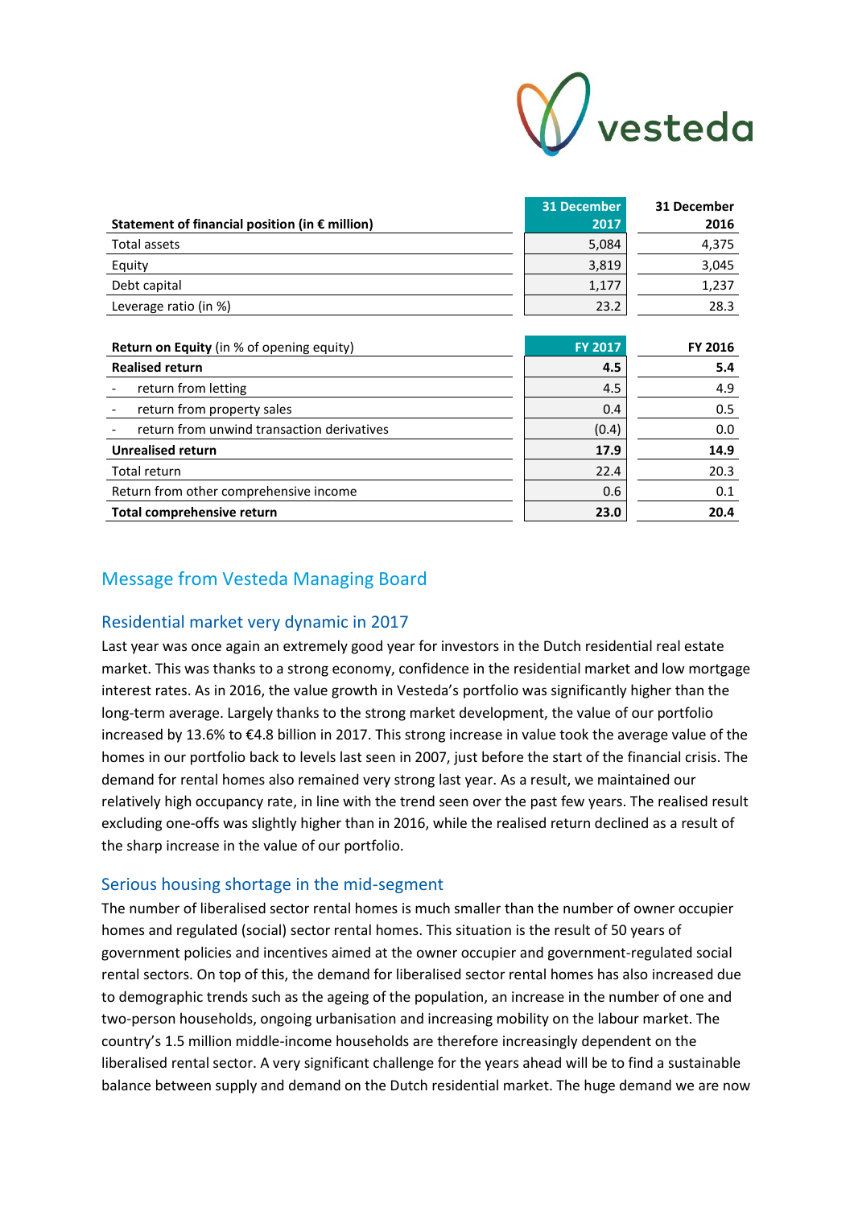| Statement of financial position (in € million) | 31 December 2017 | 31 December 2016 |
|---|---|---|
| Total assets | 5,084 | 4,375 |
| Equity | 3,819 | 3,045 |
| Debt capital | 1,177 | 1,237 |
| Leverage ratio (in %) | 23.2 | 28.3 |

| **Return on Equity** (in % of opening equity) | FY 2017 | FY 2016 |
|---|---|---|
| **Realised return** | **4.5** | **5.4** |
| - return from letting | 4.5 | 4.9 |
| - return from property sales | 0.4 | 0.5 |
| - return from unwind transaction derivatives | (0.4) | 0.0 |
| **Unrealised return** | **17.9** | **14.9** |
| Total return | 22.4 | 20.3 |
| Return from other comprehensive income | 0.6 | 0.1 |
| **Total comprehensive return** | **23.0** | **20.4** |

## Message from Vesteda Managing Board

### Residential market very dynamic in 2017

Last year was once again an extremely good year for investors in the Dutch residential real estate market. This was thanks to a strong economy, confidence in the residential market and low mortgage interest rates. As in 2016, the value growth in Vesteda's portfolio was significantly higher than the long-term average. Largely thanks to the strong market development, the value of our portfolio increased by 13.6% to €4.8 billion in 2017. This strong increase in value took the average value of the homes in our portfolio back to levels last seen in 2007, just before the start of the financial crisis. The demand for rental homes also remained very strong last year. As a result, we maintained our relatively high occupancy rate, in line with the trend seen over the past few years. The realised result excluding one-offs was slightly higher than in 2016, while the realised return declined as a result of the sharp increase in the value of our portfolio.

### Serious housing shortage in the mid-segment

The number of liberalised sector rental homes is much smaller than the number of owner occupier homes and regulated (social) sector rental homes. This situation is the result of 50 years of government policies and incentives aimed at the owner occupier and government-regulated social rental sectors. On top of this, the demand for liberalised sector rental homes has also increased due to demographic trends such as the ageing of the population, an increase in the number of one and two-person households, ongoing urbanisation and increasing mobility on the labour market. The country's 1.5 million middle-income households are therefore increasingly dependent on the liberalised rental sector. A very significant challenge for the years ahead will be to find a sustainable balance between supply and demand on the Dutch residential market. The huge demand we are now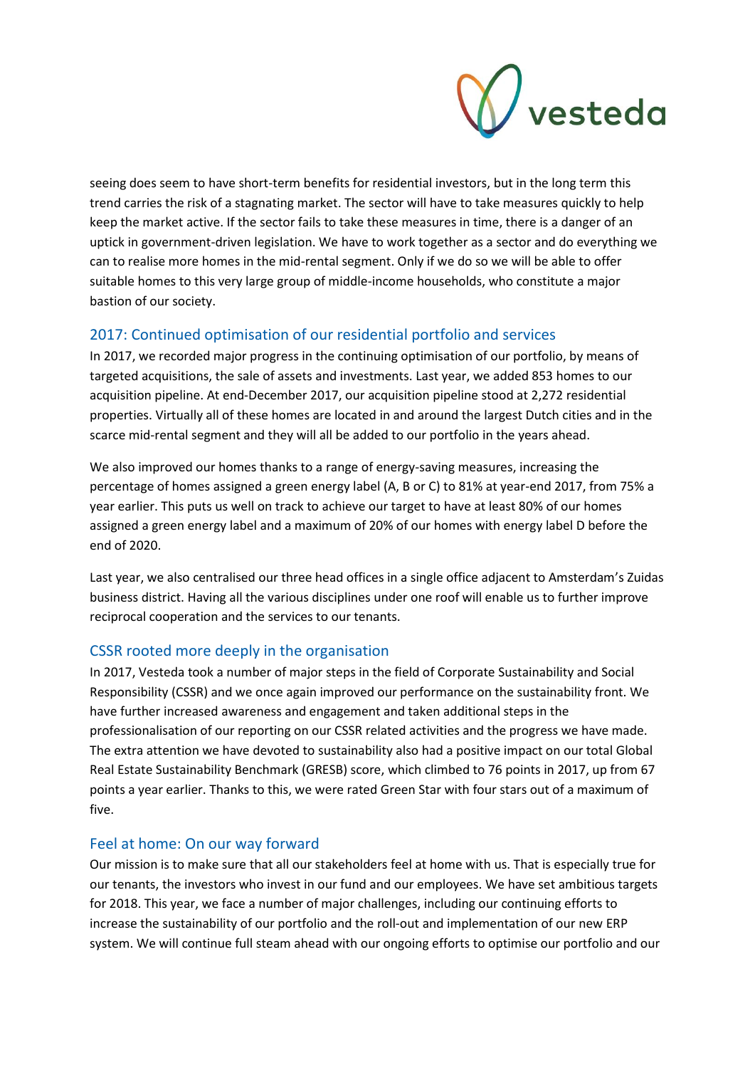seeing does seem to have short-term benefits for residential investors, but in the long term this trend carries the risk of a stagnating market. The sector will have to take measures quickly to help keep the market active. If the sector fails to take these measures in time, there is a danger of an uptick in government-driven legislation. We have to work together as a sector and do everything we can to realise more homes in the mid-rental segment. Only if we do so we will be able to offer suitable homes to this very large group of middle-income households, who constitute a major bastion of our society.

## 2017: Continued optimisation of our residential portfolio and services

In 2017, we recorded major progress in the continuing optimisation of our portfolio, by means of targeted acquisitions, the sale of assets and investments. Last year, we added 853 homes to our acquisition pipeline. At end-December 2017, our acquisition pipeline stood at 2,272 residential properties. Virtually all of these homes are located in and around the largest Dutch cities and in the scarce mid-rental segment and they will all be added to our portfolio in the years ahead.

We also improved our homes thanks to a range of energy-saving measures, increasing the percentage of homes assigned a green energy label (A, B or C) to 81% at year-end 2017, from 75% a year earlier. This puts us well on track to achieve our target to have at least 80% of our homes assigned a green energy label and a maximum of 20% of our homes with energy label D before the end of 2020.

Last year, we also centralised our three head offices in a single office adjacent to Amsterdam's Zuidas business district. Having all the various disciplines under one roof will enable us to further improve reciprocal cooperation and the services to our tenants.

## CSSR rooted more deeply in the organisation

In 2017, Vesteda took a number of major steps in the field of Corporate Sustainability and Social Responsibility (CSSR) and we once again improved our performance on the sustainability front. We have further increased awareness and engagement and taken additional steps in the professionalisation of our reporting on our CSSR related activities and the progress we have made. The extra attention we have devoted to sustainability also had a positive impact on our total Global Real Estate Sustainability Benchmark (GRESB) score, which climbed to 76 points in 2017, up from 67 points a year earlier. Thanks to this, we were rated Green Star with four stars out of a maximum of five.

## Feel at home: On our way forward

Our mission is to make sure that all our stakeholders feel at home with us. That is especially true for our tenants, the investors who invest in our fund and our employees. We have set ambitious targets for 2018. This year, we face a number of major challenges, including our continuing efforts to increase the sustainability of our portfolio and the roll-out and implementation of our new ERP system. We will continue full steam ahead with our ongoing efforts to optimise our portfolio and our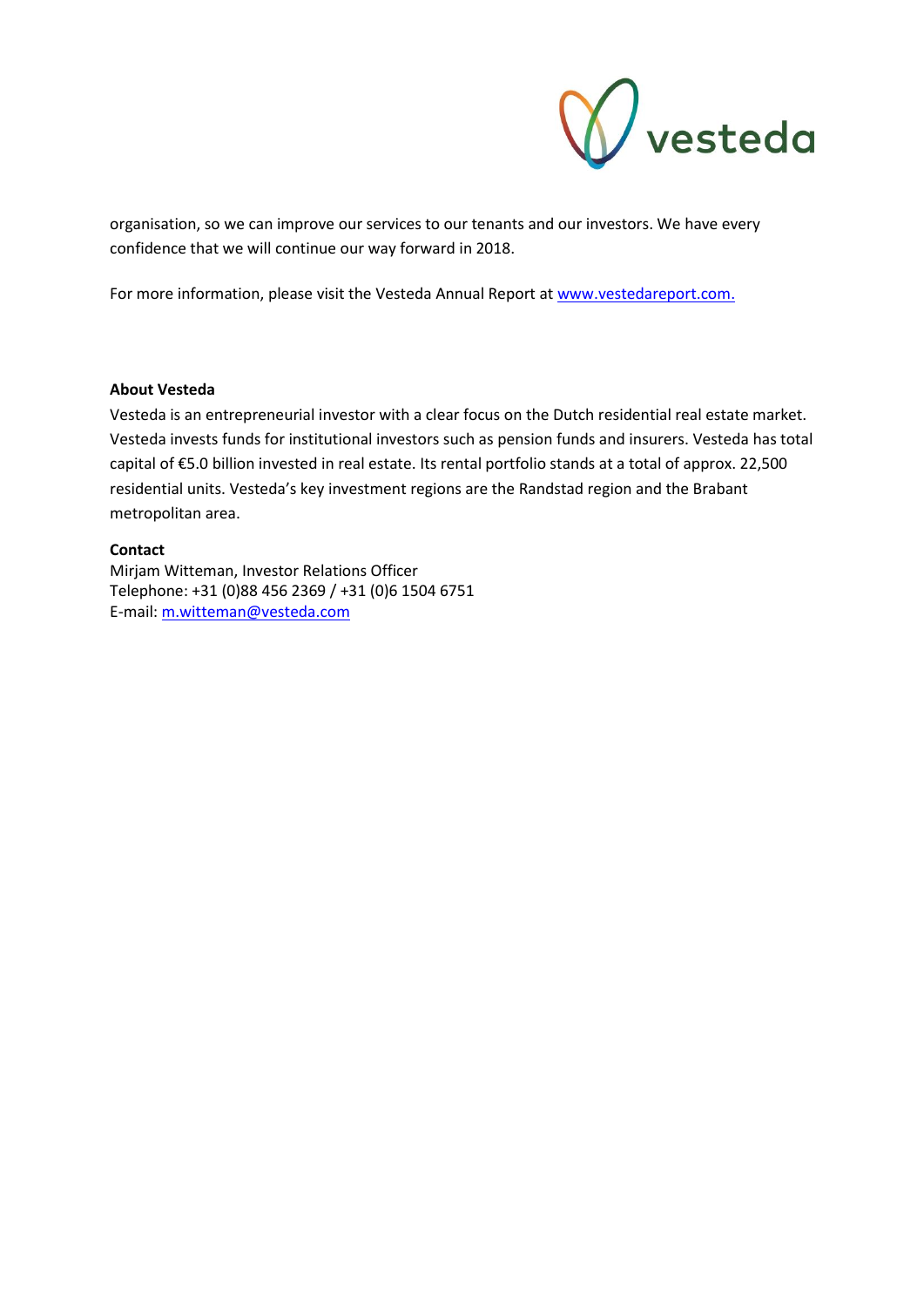organisation, so we can improve our services to our tenants and our investors. We have every confidence that we will continue our way forward in 2018.

For more information, please visit the Vesteda Annual Report at [www.vestedareport.com.](http://www.vestedareport.com)

**About Vesteda**

Vesteda is an entrepreneurial investor with a clear focus on the Dutch residential real estate market. Vesteda invests funds for institutional investors such as pension funds and insurers. Vesteda has total capital of €5.0 billion invested in real estate. Its rental portfolio stands at a total of approx. 22,500 residential units. Vesteda's key investment regions are the Randstad region and the Brabant metropolitan area.

**Contact**

Mirjam Witteman, Investor Relations Officer
Telephone: +31 (0)88 456 2369 / +31 (0)6 1504 6751
E-mail: [m.witteman@vesteda.com](mailto:m.witteman@vesteda.com)